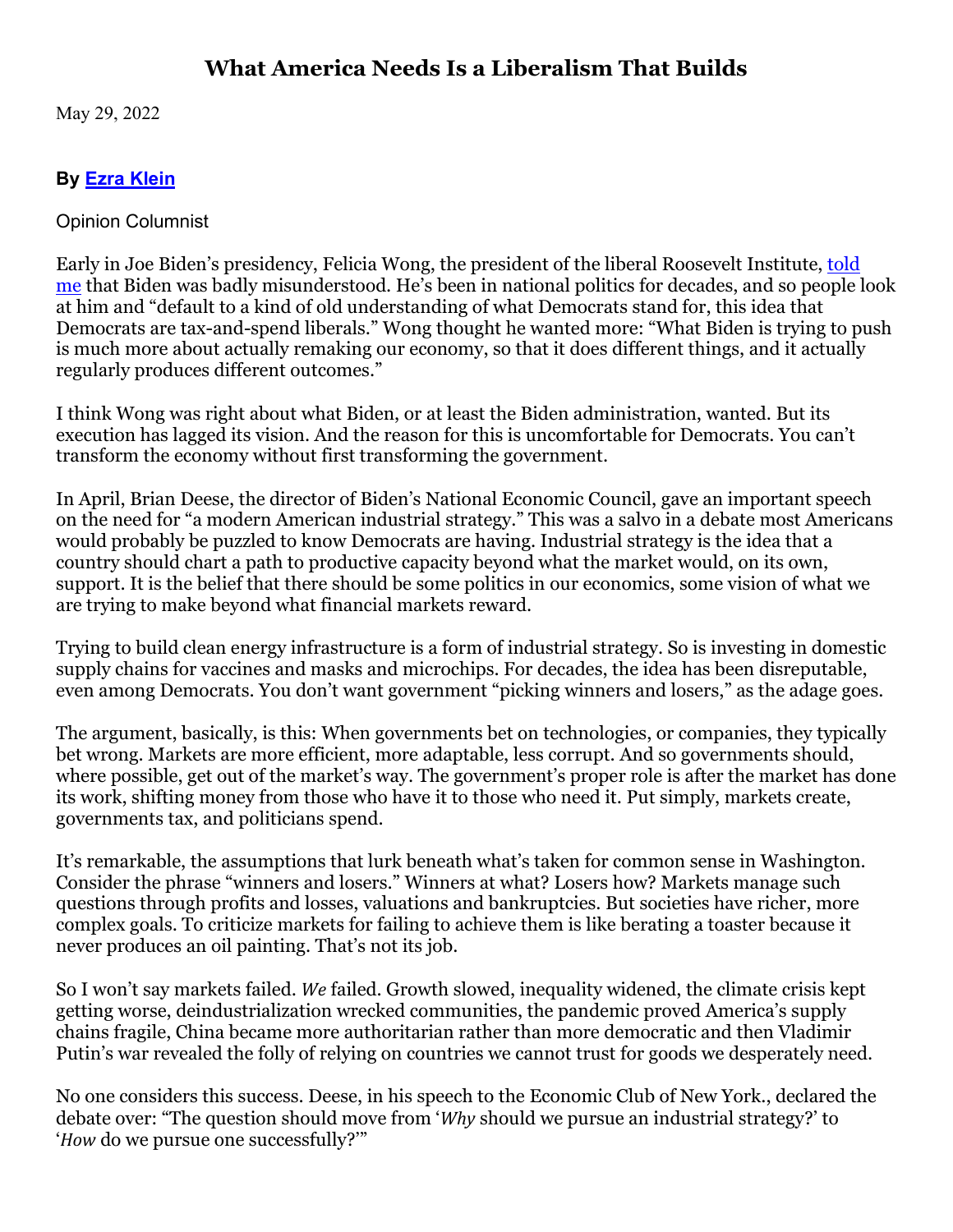# What America Needs Is a Liberalism That Builds

May 29, 2022

**By [Ezra Klein]**

Opinion Columnist

Early in Joe Biden's presidency, Felicia Wong, the president of the liberal Roosevelt Institute, [told me] that Biden was badly misunderstood. He's been in national politics for decades, and so people look at him and "default to a kind of old understanding of what Democrats stand for, this idea that Democrats are tax-and-spend liberals." Wong thought he wanted more: "What Biden is trying to push is much more about actually remaking our economy, so that it does different things, and it actually regularly produces different outcomes."

I think Wong was right about what Biden, or at least the Biden administration, wanted. But its execution has lagged its vision. And the reason for this is uncomfortable for Democrats. You can't transform the economy without first transforming the government.

In April, Brian Deese, the director of Biden's National Economic Council, gave an important speech on the need for "a modern American industrial strategy." This was a salvo in a debate most Americans would probably be puzzled to know Democrats are having. Industrial strategy is the idea that a country should chart a path to productive capacity beyond what the market would, on its own, support. It is the belief that there should be some politics in our economics, some vision of what we are trying to make beyond what financial markets reward.

Trying to build clean energy infrastructure is a form of industrial strategy. So is investing in domestic supply chains for vaccines and masks and microchips. For decades, the idea has been disreputable, even among Democrats. You don't want government "picking winners and losers," as the adage goes.

The argument, basically, is this: When governments bet on technologies, or companies, they typically bet wrong. Markets are more efficient, more adaptable, less corrupt. And so governments should, where possible, get out of the market's way. The government's proper role is after the market has done its work, shifting money from those who have it to those who need it. Put simply, markets create, governments tax, and politicians spend.

It's remarkable, the assumptions that lurk beneath what's taken for common sense in Washington. Consider the phrase "winners and losers." Winners at what? Losers how? Markets manage such questions through profits and losses, valuations and bankruptcies. But societies have richer, more complex goals. To criticize markets for failing to achieve them is like berating a toaster because it never produces an oil painting. That's not its job.

So I won't say markets failed. *We* failed. Growth slowed, inequality widened, the climate crisis kept getting worse, deindustrialization wrecked communities, the pandemic proved America's supply chains fragile, China became more authoritarian rather than more democratic and then Vladimir Putin's war revealed the folly of relying on countries we cannot trust for goods we desperately need.

No one considers this success. Deese, in his speech to the Economic Club of New York., declared the debate over: "The question should move from '*Why* should we pursue an industrial strategy?' to '*How* do we pursue one successfully?'"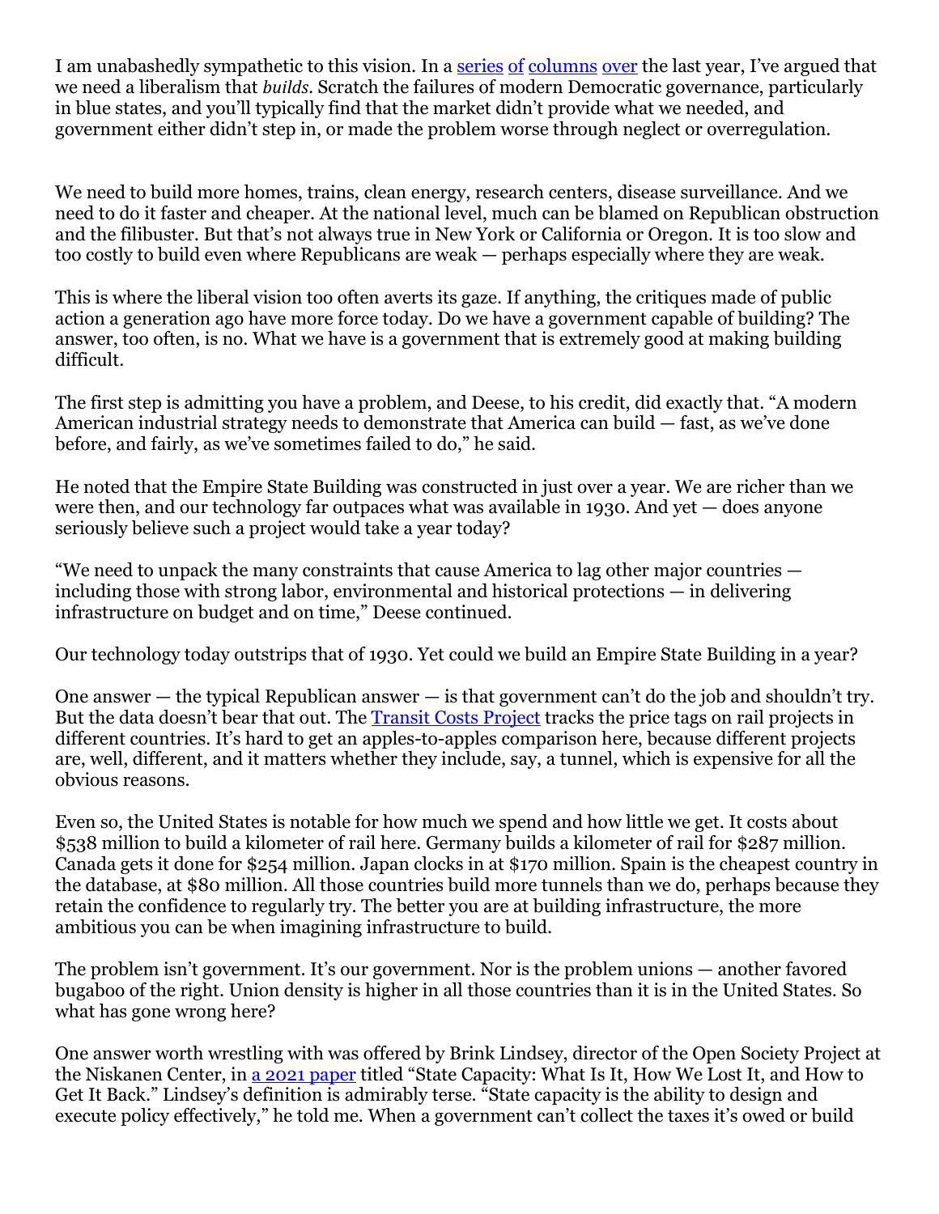I am unabashedly sympathetic to this vision. In a series of columns over the last year, I've argued that we need a liberalism that *builds*. Scratch the failures of modern Democratic governance, particularly in blue states, and you'll typically find that the market didn't provide what we needed, and government either didn't step in, or made the problem worse through neglect or overregulation.

We need to build more homes, trains, clean energy, research centers, disease surveillance. And we need to do it faster and cheaper. At the national level, much can be blamed on Republican obstruction and the filibuster. But that's not always true in New York or California or Oregon. It is too slow and too costly to build even where Republicans are weak — perhaps especially where they are weak.

This is where the liberal vision too often averts its gaze. If anything, the critiques made of public action a generation ago have more force today. Do we have a government capable of building? The answer, too often, is no. What we have is a government that is extremely good at making building difficult.

The first step is admitting you have a problem, and Deese, to his credit, did exactly that. "A modern American industrial strategy needs to demonstrate that America can build — fast, as we've done before, and fairly, as we've sometimes failed to do," he said.

He noted that the Empire State Building was constructed in just over a year. We are richer than we were then, and our technology far outpaces what was available in 1930. And yet — does anyone seriously believe such a project would take a year today?

"We need to unpack the many constraints that cause America to lag other major countries — including those with strong labor, environmental and historical protections — in delivering infrastructure on budget and on time," Deese continued.

Our technology today outstrips that of 1930. Yet could we build an Empire State Building in a year?

One answer — the typical Republican answer — is that government can't do the job and shouldn't try. But the data doesn't bear that out. The Transit Costs Project tracks the price tags on rail projects in different countries. It's hard to get an apples-to-apples comparison here, because different projects are, well, different, and it matters whether they include, say, a tunnel, which is expensive for all the obvious reasons.

Even so, the United States is notable for how much we spend and how little we get. It costs about $538 million to build a kilometer of rail here. Germany builds a kilometer of rail for $287 million. Canada gets it done for $254 million. Japan clocks in at $170 million. Spain is the cheapest country in the database, at $80 million. All those countries build more tunnels than we do, perhaps because they retain the confidence to regularly try. The better you are at building infrastructure, the more ambitious you can be when imagining infrastructure to build.

The problem isn't government. It's our government. Nor is the problem unions — another favored bugaboo of the right. Union density is higher in all those countries than it is in the United States. So what has gone wrong here?

One answer worth wrestling with was offered by Brink Lindsey, director of the Open Society Project at the Niskanen Center, in a 2021 paper titled "State Capacity: What Is It, How We Lost It, and How to Get It Back." Lindsey's definition is admirably terse. "State capacity is the ability to design and execute policy effectively," he told me. When a government can't collect the taxes it's owed or build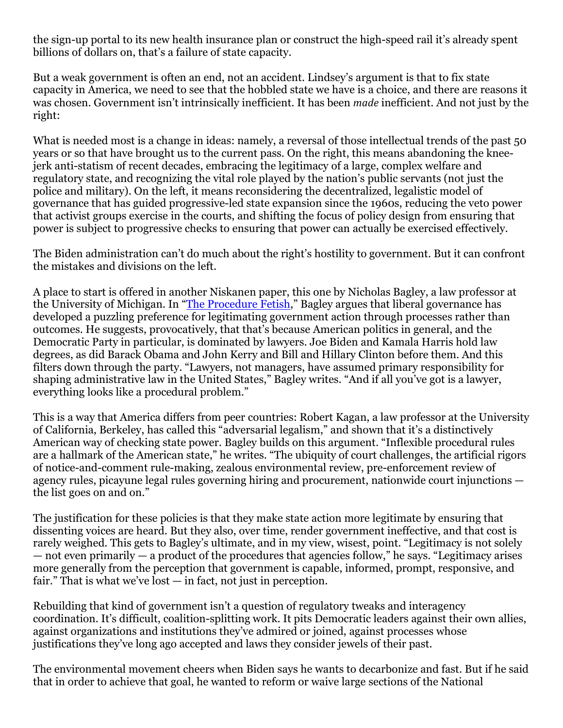the sign-up portal to its new health insurance plan or construct the high-speed rail it's already spent billions of dollars on, that's a failure of state capacity.

But a weak government is often an end, not an accident. Lindsey's argument is that to fix state capacity in America, we need to see that the hobbled state we have is a choice, and there are reasons it was chosen. Government isn't intrinsically inefficient. It has been *made* inefficient. And not just by the right:

What is needed most is a change in ideas: namely, a reversal of those intellectual trends of the past 50 years or so that have brought us to the current pass. On the right, this means abandoning the knee-jerk anti-statism of recent decades, embracing the legitimacy of a large, complex welfare and regulatory state, and recognizing the vital role played by the nation's public servants (not just the police and military). On the left, it means reconsidering the decentralized, legalistic model of governance that has guided progressive-led state expansion since the 1960s, reducing the veto power that activist groups exercise in the courts, and shifting the focus of policy design from ensuring that power is subject to progressive checks to ensuring that power can actually be exercised effectively.

The Biden administration can't do much about the right's hostility to government. But it can confront the mistakes and divisions on the left.

A place to start is offered in another Niskanen paper, this one by Nicholas Bagley, a law professor at the University of Michigan. In "The Procedure Fetish," Bagley argues that liberal governance has developed a puzzling preference for legitimating government action through processes rather than outcomes. He suggests, provocatively, that that's because American politics in general, and the Democratic Party in particular, is dominated by lawyers. Joe Biden and Kamala Harris hold law degrees, as did Barack Obama and John Kerry and Bill and Hillary Clinton before them. And this filters down through the party. "Lawyers, not managers, have assumed primary responsibility for shaping administrative law in the United States," Bagley writes. "And if all you've got is a lawyer, everything looks like a procedural problem."

This is a way that America differs from peer countries: Robert Kagan, a law professor at the University of California, Berkeley, has called this "adversarial legalism," and shown that it's a distinctively American way of checking state power. Bagley builds on this argument. "Inflexible procedural rules are a hallmark of the American state," he writes. "The ubiquity of court challenges, the artificial rigors of notice-and-comment rule-making, zealous environmental review, pre-enforcement review of agency rules, picayune legal rules governing hiring and procurement, nationwide court injunctions — the list goes on and on."

The justification for these policies is that they make state action more legitimate by ensuring that dissenting voices are heard. But they also, over time, render government ineffective, and that cost is rarely weighed. This gets to Bagley's ultimate, and in my view, wisest, point. "Legitimacy is not solely — not even primarily — a product of the procedures that agencies follow," he says. "Legitimacy arises more generally from the perception that government is capable, informed, prompt, responsive, and fair." That is what we've lost — in fact, not just in perception.

Rebuilding that kind of government isn't a question of regulatory tweaks and interagency coordination. It's difficult, coalition-splitting work. It pits Democratic leaders against their own allies, against organizations and institutions they've admired or joined, against processes whose justifications they've long ago accepted and laws they consider jewels of their past.

The environmental movement cheers when Biden says he wants to decarbonize and fast. But if he said that in order to achieve that goal, he wanted to reform or waive large sections of the National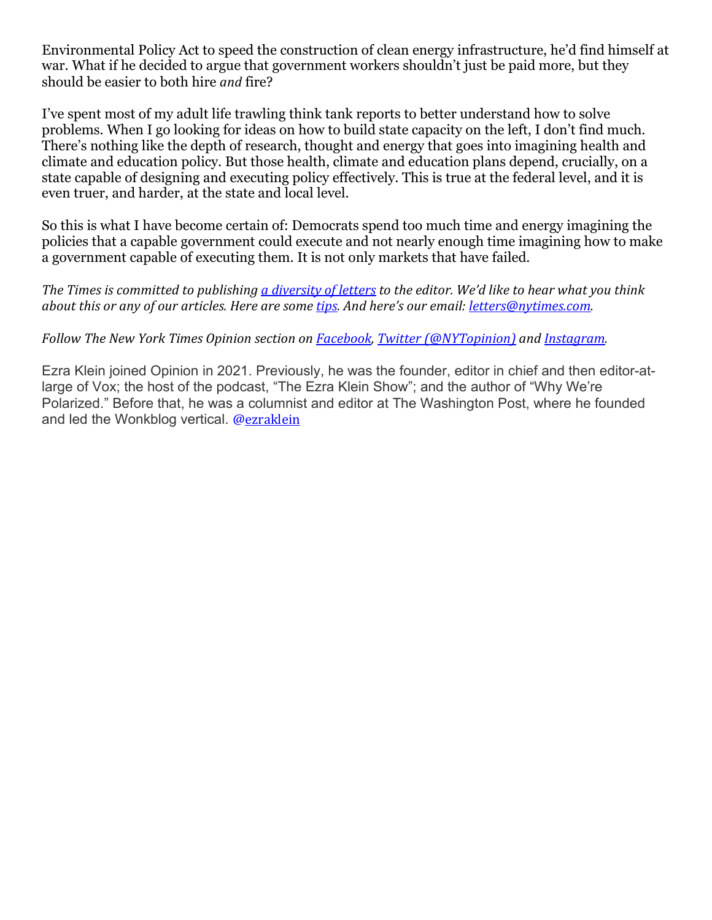Environmental Policy Act to speed the construction of clean energy infrastructure, he'd find himself at war. What if he decided to argue that government workers shouldn't just be paid more, but they should be easier to both hire *and* fire?

I've spent most of my adult life trawling think tank reports to better understand how to solve problems. When I go looking for ideas on how to build state capacity on the left, I don't find much. There's nothing like the depth of research, thought and energy that goes into imagining health and climate and education policy. But those health, climate and education plans depend, crucially, on a state capable of designing and executing policy effectively. This is true at the federal level, and it is even truer, and harder, at the state and local level.

So this is what I have become certain of: Democrats spend too much time and energy imagining the policies that a capable government could execute and not nearly enough time imagining how to make a government capable of executing them. It is not only markets that have failed.

*The Times is committed to publishing [a diversity of letters] to the editor. We'd like to hear what you think about this or any of our articles. Here are some [tips]. And here's our email: [letters@nytimes.com].*

*Follow The New York Times Opinion section on [Facebook], [Twitter (@NYTopinion)] and [Instagram].*

Ezra Klein joined Opinion in 2021. Previously, he was the founder, editor in chief and then editor-at-large of Vox; the host of the podcast, "The Ezra Klein Show"; and the author of "Why We're Polarized." Before that, he was a columnist and editor at The Washington Post, where he founded and led the Wonkblog vertical. @ezraklein